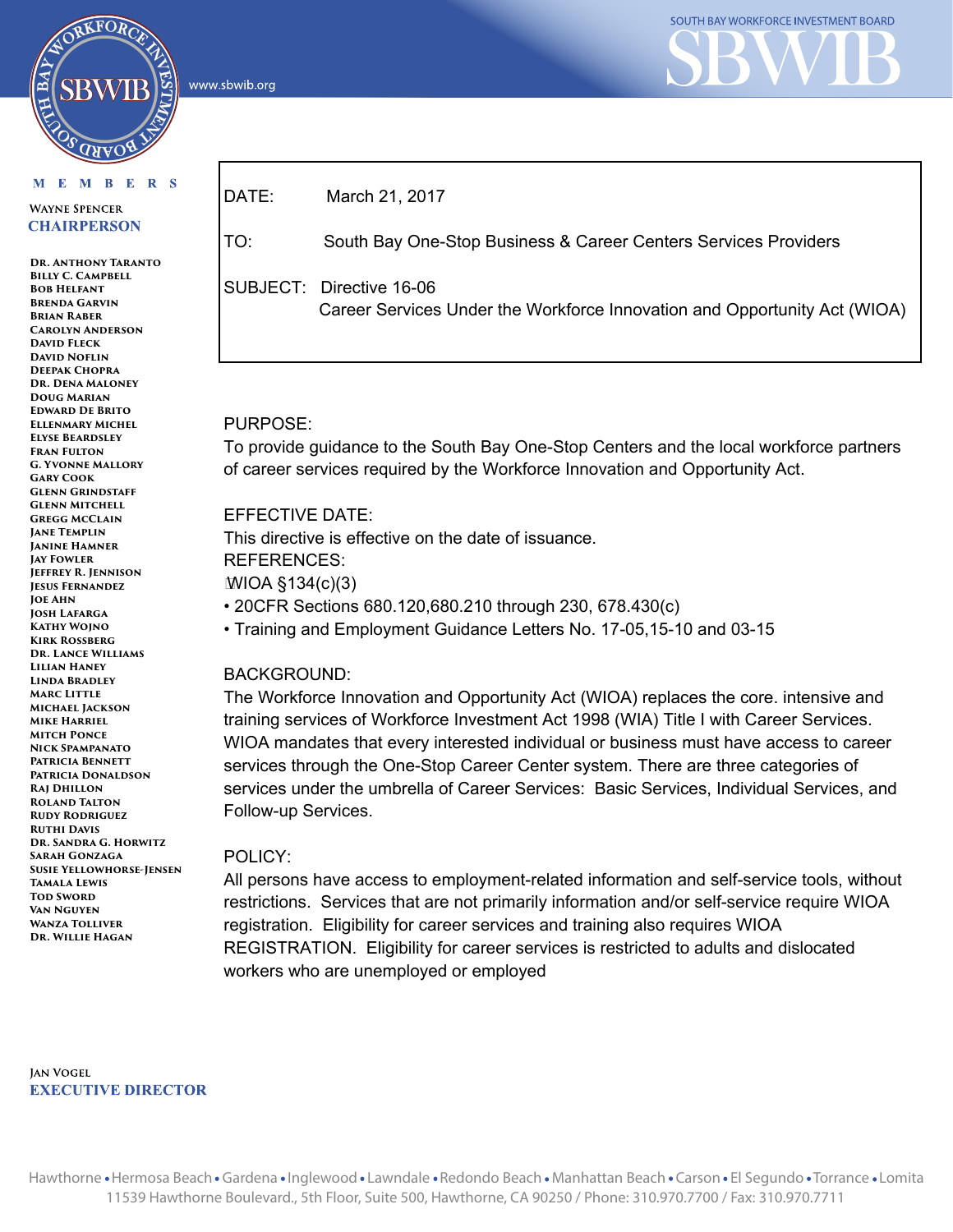SOUTH BAY WORKFORCE INVESTMENT BOARD

# SBWIB

www.sbwib.org

MEMBERS

WAYNE SPENCER
CHAIRPERSON

DR. ANTHONY TARANTO
BILLY C. CAMPBELL
BOB HELFANT
BRENDA GARVIN
BRIAN RABER
CAROLYN ANDERSON
DAVID FLECK
DAVID NOFLIN
DEEPAK CHOPRA
DR. DENA MALONEY
DOUG MARIAN
EDWARD DE BRITO
ELLENMARY MICHEL
ELYSE BEARDSLEY
FRAN FULTON
G. YVONNE MALLORY
GARY COOK
GLENN GRINDSTAFF
GLENN MITCHELL
GREGG MCCLAIN
JANE TEMPLIN
JANINE HAMNER
JAY FOWLER
JEFFREY R. JENNISON
JESUS FERNANDEZ
JOE AHN
JOSH LAFARGA
KATHY WOJNO
KIRK ROSSBERG
DR. LANCE WILLIAMS
LILIAN HANEY
LINDA BRADLEY
MARC LITTLE
MICHAEL JACKSON
MIKE HARRIEL
MITCH PONCE
NICK SPAMPANATO
PATRICIA BENNETT
PATRICIA DONALDSON
RAJ DHILLON
ROLAND TALTON
RUDY RODRIGUEZ
RUTHI DAVIS
DR. SANDRA G. HORWITZ
SARAH GONZAGA
SUSIE YELLOWHORSE-JENSEN
TAMALA LEWIS
TOD SWORD
VAN NGUYEN
WANZA TOLLIVER
DR. WILLIE HAGAN

JAN VOGEL
EXECUTIVE DIRECTOR

| | |
|---|---|
| DATE: | March 21, 2017 |
| TO: | South Bay One-Stop Business & Career Centers Services Providers |
| SUBJECT: | Directive 16-06<br>Career Services Under the Workforce Innovation and Opportunity Act (WIOA) |

PURPOSE:
To provide guidance to the South Bay One-Stop Centers and the local workforce partners of career services required by the Workforce Innovation and Opportunity Act.

EFFECTIVE DATE:
This directive is effective on the date of issuance.

REFERENCES:

- WIOA §134(c)(3)
- 20CFR Sections 680.120,680.210 through 230, 678.430(c)
- Training and Employment Guidance Letters No. 17-05,15-10 and 03-15

BACKGROUND:
The Workforce Innovation and Opportunity Act (WIOA) replaces the core. intensive and training services of Workforce Investment Act 1998 (WIA) Title I with Career Services. WIOA mandates that every interested individual or business must have access to career services through the One-Stop Career Center system. There are three categories of services under the umbrella of Career Services: Basic Services, Individual Services, and Follow-up Services.

POLICY:
All persons have access to employment-related information and self-service tools, without restrictions. Services that are not primarily information and/or self-service require WIOA registration. Eligibility for career services and training also requires WIOA REGISTRATION. Eligibility for career services is restricted to adults and dislocated workers who are unemployed or employed

Hawthorne • Hermosa Beach • Gardena • Inglewood • Lawndale • Redondo Beach • Manhattan Beach • Carson • El Segundo • Torrance • Lomita
11539 Hawthorne Boulevard., 5th Floor, Suite 500, Hawthorne, CA 90250 / Phone: 310.970.7700 / Fax: 310.970.7711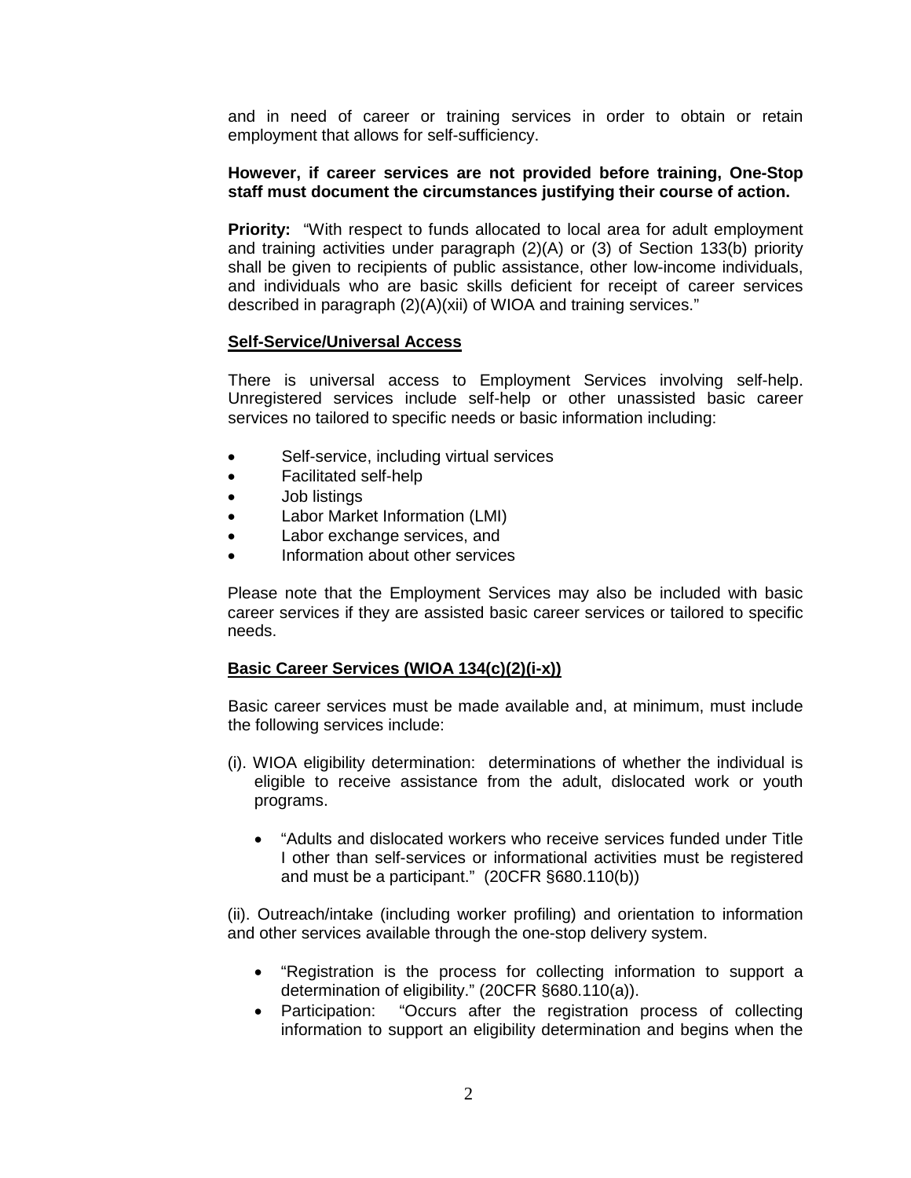and in need of career or training services in order to obtain or retain employment that allows for self-sufficiency.

**However, if career services are not provided before training, One-Stop staff must document the circumstances justifying their course of action.**

**Priority:** "With respect to funds allocated to local area for adult employment and training activities under paragraph (2)(A) or (3) of Section 133(b) priority shall be given to recipients of public assistance, other low-income individuals, and individuals who are basic skills deficient for receipt of career services described in paragraph (2)(A)(xii) of WIOA and training services."

**Self-Service/Universal Access**

There is universal access to Employment Services involving self-help. Unregistered services include self-help or other unassisted basic career services no tailored to specific needs or basic information including:

- Self-service, including virtual services
- Facilitated self-help
- Job listings
- Labor Market Information (LMI)
- Labor exchange services, and
- Information about other services

Please note that the Employment Services may also be included with basic career services if they are assisted basic career services or tailored to specific needs.

**Basic Career Services (WIOA 134(c)(2)(i-x))**

Basic career services must be made available and, at minimum, must include the following services include:

(i). WIOA eligibility determination: determinations of whether the individual is eligible to receive assistance from the adult, dislocated work or youth programs.

- "Adults and dislocated workers who receive services funded under Title I other than self-services or informational activities must be registered and must be a participant." (20CFR §680.110(b))

(ii). Outreach/intake (including worker profiling) and orientation to information and other services available through the one-stop delivery system.

- "Registration is the process for collecting information to support a determination of eligibility." (20CFR §680.110(a)).
- Participation: "Occurs after the registration process of collecting information to support an eligibility determination and begins when the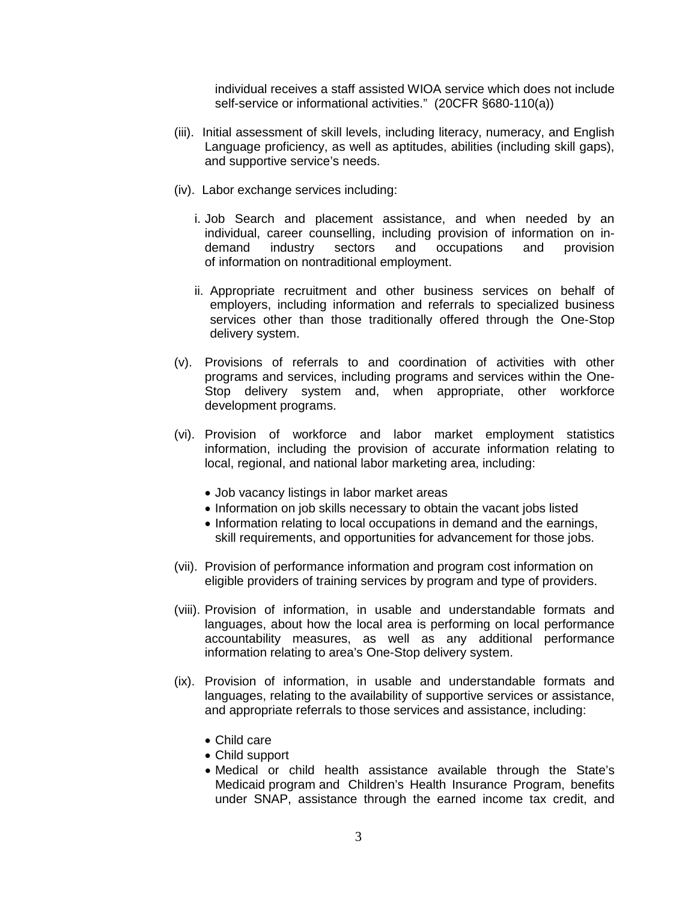individual receives a staff assisted WIOA service which does not include self-service or informational activities." (20CFR §680-110(a))

(iii). Initial assessment of skill levels, including literacy, numeracy, and English Language proficiency, as well as aptitudes, abilities (including skill gaps), and supportive service's needs.

(iv). Labor exchange services including:

i. Job Search and placement assistance, and when needed by an individual, career counselling, including provision of information on in-demand industry sectors and occupations and provision of information on nontraditional employment.

ii. Appropriate recruitment and other business services on behalf of employers, including information and referrals to specialized business services other than those traditionally offered through the One-Stop delivery system.

(v). Provisions of referrals to and coordination of activities with other programs and services, including programs and services within the One-Stop delivery system and, when appropriate, other workforce development programs.

(vi). Provision of workforce and labor market employment statistics information, including the provision of accurate information relating to local, regional, and national labor marketing area, including:

- Job vacancy listings in labor market areas
- Information on job skills necessary to obtain the vacant jobs listed
- Information relating to local occupations in demand and the earnings, skill requirements, and opportunities for advancement for those jobs.

(vii). Provision of performance information and program cost information on eligible providers of training services by program and type of providers.

(viii). Provision of information, in usable and understandable formats and languages, about how the local area is performing on local performance accountability measures, as well as any additional performance information relating to area's One-Stop delivery system.

(ix). Provision of information, in usable and understandable formats and languages, relating to the availability of supportive services or assistance, and appropriate referrals to those services and assistance, including:

- Child care
- Child support
- Medical or child health assistance available through the State's Medicaid program and Children's Health Insurance Program, benefits under SNAP, assistance through the earned income tax credit, and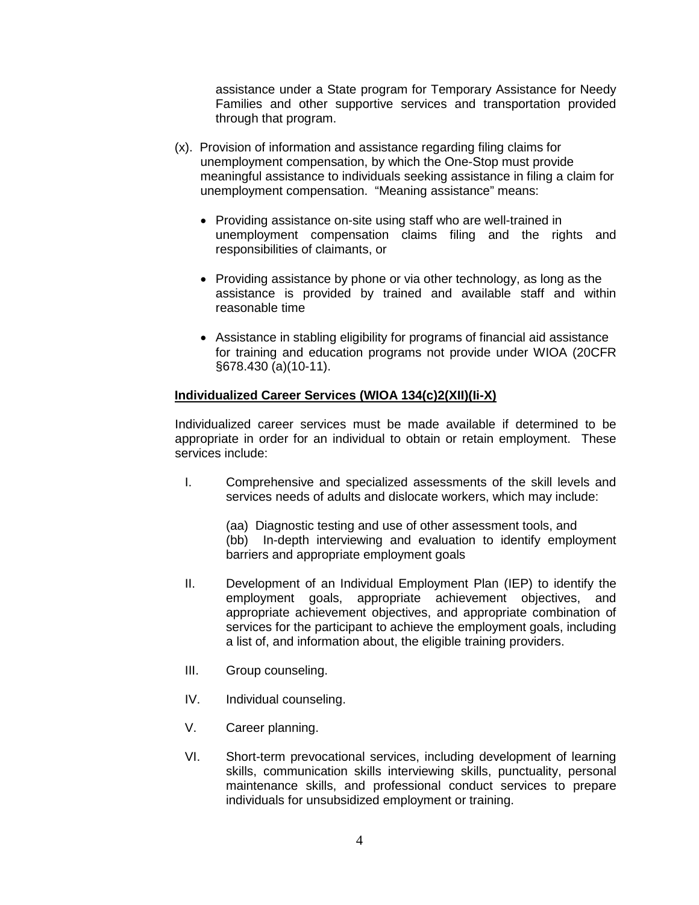assistance under a State program for Temporary Assistance for Needy Families and other supportive services and transportation provided through that program.

(x). Provision of information and assistance regarding filing claims for unemployment compensation, by which the One-Stop must provide meaningful assistance to individuals seeking assistance in filing a claim for unemployment compensation. "Meaning assistance" means:

- Providing assistance on-site using staff who are well-trained in unemployment compensation claims filing and the rights and responsibilities of claimants, or
- Providing assistance by phone or via other technology, as long as the assistance is provided by trained and available staff and within reasonable time
- Assistance in stabling eligibility for programs of financial aid assistance for training and education programs not provide under WIOA (20CFR §678.430 (a)(10-11).

**Individualized Career Services (WIOA 134(c)2(XII)(Ii-X)**

Individualized career services must be made available if determined to be appropriate in order for an individual to obtain or retain employment. These services include:

I. Comprehensive and specialized assessments of the skill levels and services needs of adults and dislocate workers, which may include:

   (aa) Diagnostic testing and use of other assessment tools, and
   (bb) In-depth interviewing and evaluation to identify employment barriers and appropriate employment goals

II. Development of an Individual Employment Plan (IEP) to identify the employment goals, appropriate achievement objectives, and appropriate achievement objectives, and appropriate combination of services for the participant to achieve the employment goals, including a list of, and information about, the eligible training providers.

III. Group counseling.

IV. Individual counseling.

V. Career planning.

VI. Short-term prevocational services, including development of learning skills, communication skills interviewing skills, punctuality, personal maintenance skills, and professional conduct services to prepare individuals for unsubsidized employment or training.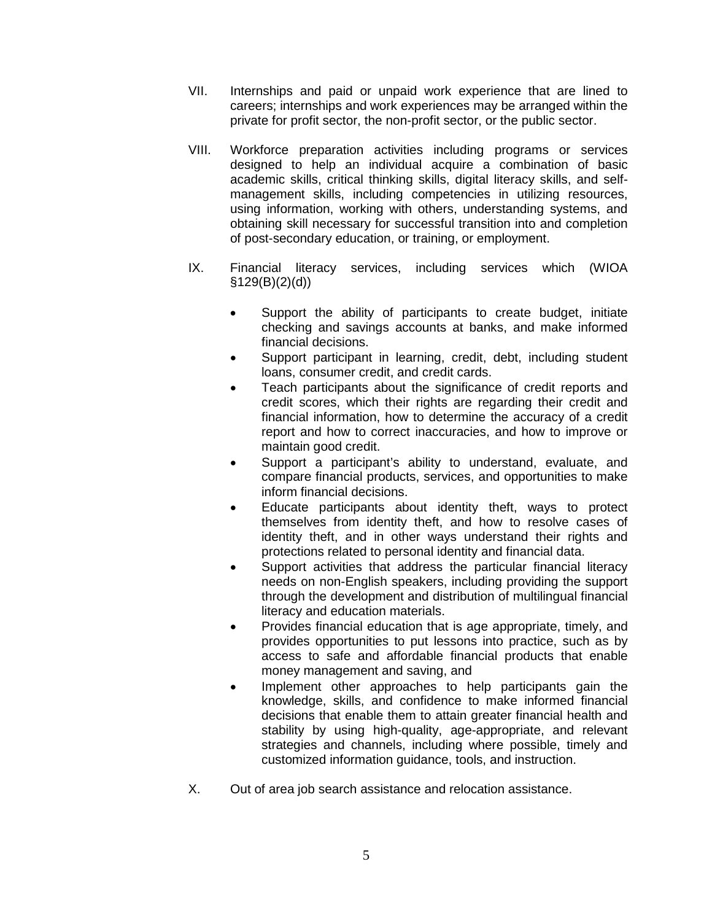VII. Internships and paid or unpaid work experience that are lined to careers; internships and work experiences may be arranged within the private for profit sector, the non-profit sector, or the public sector.

VIII. Workforce preparation activities including programs or services designed to help an individual acquire a combination of basic academic skills, critical thinking skills, digital literacy skills, and self-management skills, including competencies in utilizing resources, using information, working with others, understanding systems, and obtaining skill necessary for successful transition into and completion of post-secondary education, or training, or employment.

IX. Financial literacy services, including services which (WIOA §129(B)(2)(d))

- Support the ability of participants to create budget, initiate checking and savings accounts at banks, and make informed financial decisions.
- Support participant in learning, credit, debt, including student loans, consumer credit, and credit cards.
- Teach participants about the significance of credit reports and credit scores, which their rights are regarding their credit and financial information, how to determine the accuracy of a credit report and how to correct inaccuracies, and how to improve or maintain good credit.
- Support a participant's ability to understand, evaluate, and compare financial products, services, and opportunities to make inform financial decisions.
- Educate participants about identity theft, ways to protect themselves from identity theft, and how to resolve cases of identity theft, and in other ways understand their rights and protections related to personal identity and financial data.
- Support activities that address the particular financial literacy needs on non-English speakers, including providing the support through the development and distribution of multilingual financial literacy and education materials.
- Provides financial education that is age appropriate, timely, and provides opportunities to put lessons into practice, such as by access to safe and affordable financial products that enable money management and saving, and
- Implement other approaches to help participants gain the knowledge, skills, and confidence to make informed financial decisions that enable them to attain greater financial health and stability by using high-quality, age-appropriate, and relevant strategies and channels, including where possible, timely and customized information guidance, tools, and instruction.

X. Out of area job search assistance and relocation assistance.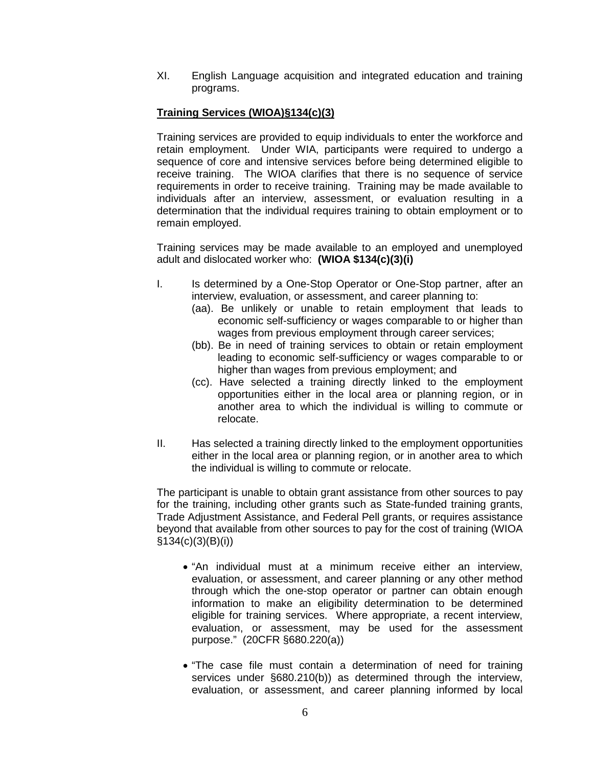XI. English Language acquisition and integrated education and training programs.

**Training Services (WIOA)§134(c)(3)**

Training services are provided to equip individuals to enter the workforce and retain employment. Under WIA, participants were required to undergo a sequence of core and intensive services before being determined eligible to receive training. The WIOA clarifies that there is no sequence of service requirements in order to receive training. Training may be made available to individuals after an interview, assessment, or evaluation resulting in a determination that the individual requires training to obtain employment or to remain employed.

Training services may be made available to an employed and unemployed adult and dislocated worker who: **(WIOA $134(c)(3)(i)**

I. Is determined by a One-Stop Operator or One-Stop partner, after an interview, evaluation, or assessment, and career planning to:
   - (aa). Be unlikely or unable to retain employment that leads to economic self-sufficiency or wages comparable to or higher than wages from previous employment through career services;
   - (bb). Be in need of training services to obtain or retain employment leading to economic self-sufficiency or wages comparable to or higher than wages from previous employment; and
   - (cc). Have selected a training directly linked to the employment opportunities either in the local area or planning region, or in another area to which the individual is willing to commute or relocate.

II. Has selected a training directly linked to the employment opportunities either in the local area or planning region, or in another area to which the individual is willing to commute or relocate.

The participant is unable to obtain grant assistance from other sources to pay for the training, including other grants such as State-funded training grants, Trade Adjustment Assistance, and Federal Pell grants, or requires assistance beyond that available from other sources to pay for the cost of training (WIOA §134(c)(3)(B)(i))

- "An individual must at a minimum receive either an interview, evaluation, or assessment, and career planning or any other method through which the one-stop operator or partner can obtain enough information to make an eligibility determination to be determined eligible for training services. Where appropriate, a recent interview, evaluation, or assessment, may be used for the assessment purpose." (20CFR §680.220(a))

- "The case file must contain a determination of need for training services under §680.210(b)) as determined through the interview, evaluation, or assessment, and career planning informed by local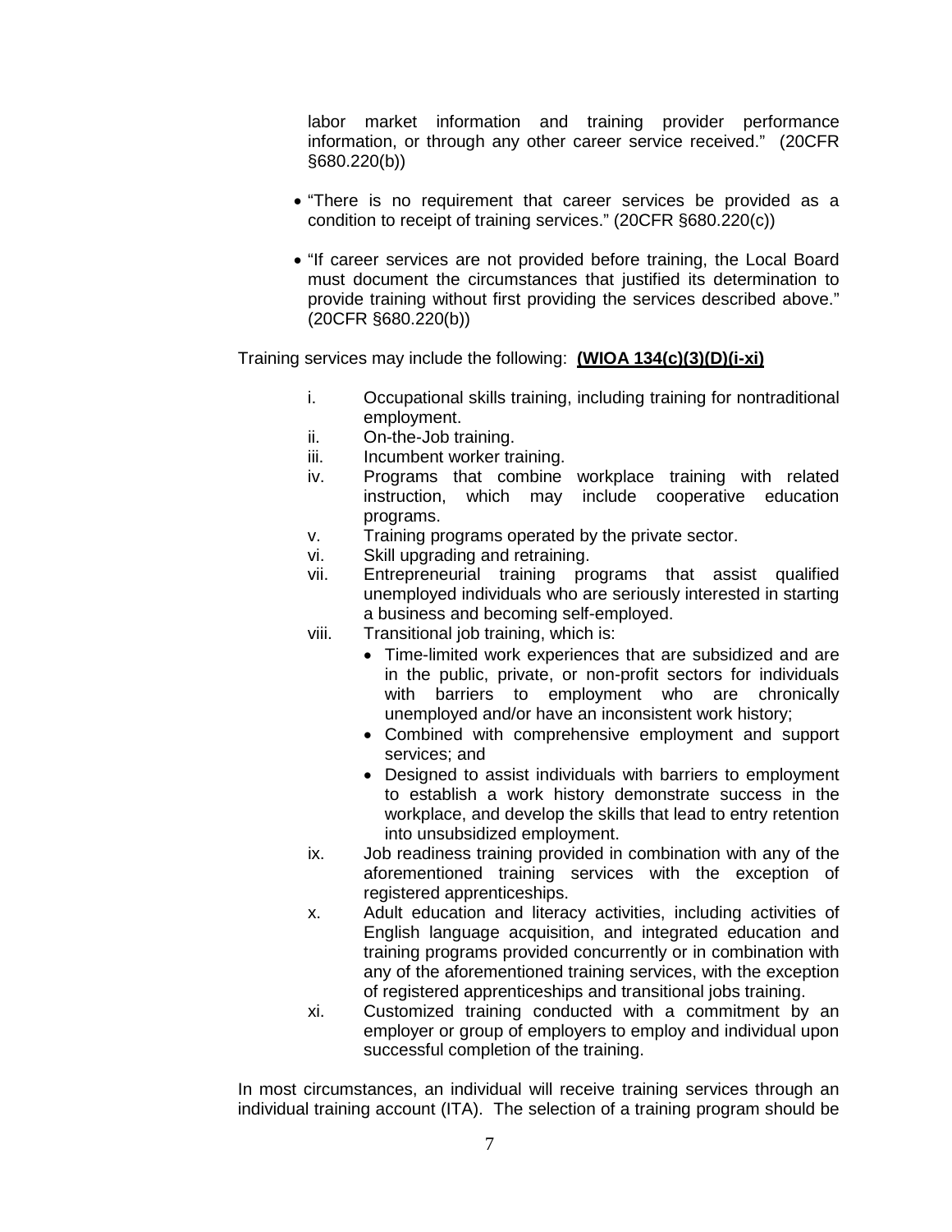labor market information and training provider performance information, or through any other career service received." (20CFR §680.220(b))

- "There is no requirement that career services be provided as a condition to receipt of training services." (20CFR §680.220(c))
- "If career services are not provided before training, the Local Board must document the circumstances that justified its determination to provide training without first providing the services described above." (20CFR §680.220(b))

Training services may include the following: **(WIOA 134(c)(3)(D)(i-xi)**

i. Occupational skills training, including training for nontraditional employment.
ii. On-the-Job training.
iii. Incumbent worker training.
iv. Programs that combine workplace training with related instruction, which may include cooperative education programs.
v. Training programs operated by the private sector.
vi. Skill upgrading and retraining.
vii. Entrepreneurial training programs that assist qualified unemployed individuals who are seriously interested in starting a business and becoming self-employed.
viii. Transitional job training, which is:
   - Time-limited work experiences that are subsidized and are in the public, private, or non-profit sectors for individuals with barriers to employment who are chronically unemployed and/or have an inconsistent work history;
   - Combined with comprehensive employment and support services; and
   - Designed to assist individuals with barriers to employment to establish a work history demonstrate success in the workplace, and develop the skills that lead to entry retention into unsubsidized employment.
ix. Job readiness training provided in combination with any of the aforementioned training services with the exception of registered apprenticeships.
x. Adult education and literacy activities, including activities of English language acquisition, and integrated education and training programs provided concurrently or in combination with any of the aforementioned training services, with the exception of registered apprenticeships and transitional jobs training.
xi. Customized training conducted with a commitment by an employer or group of employers to employ and individual upon successful completion of the training.

In most circumstances, an individual will receive training services through an individual training account (ITA). The selection of a training program should be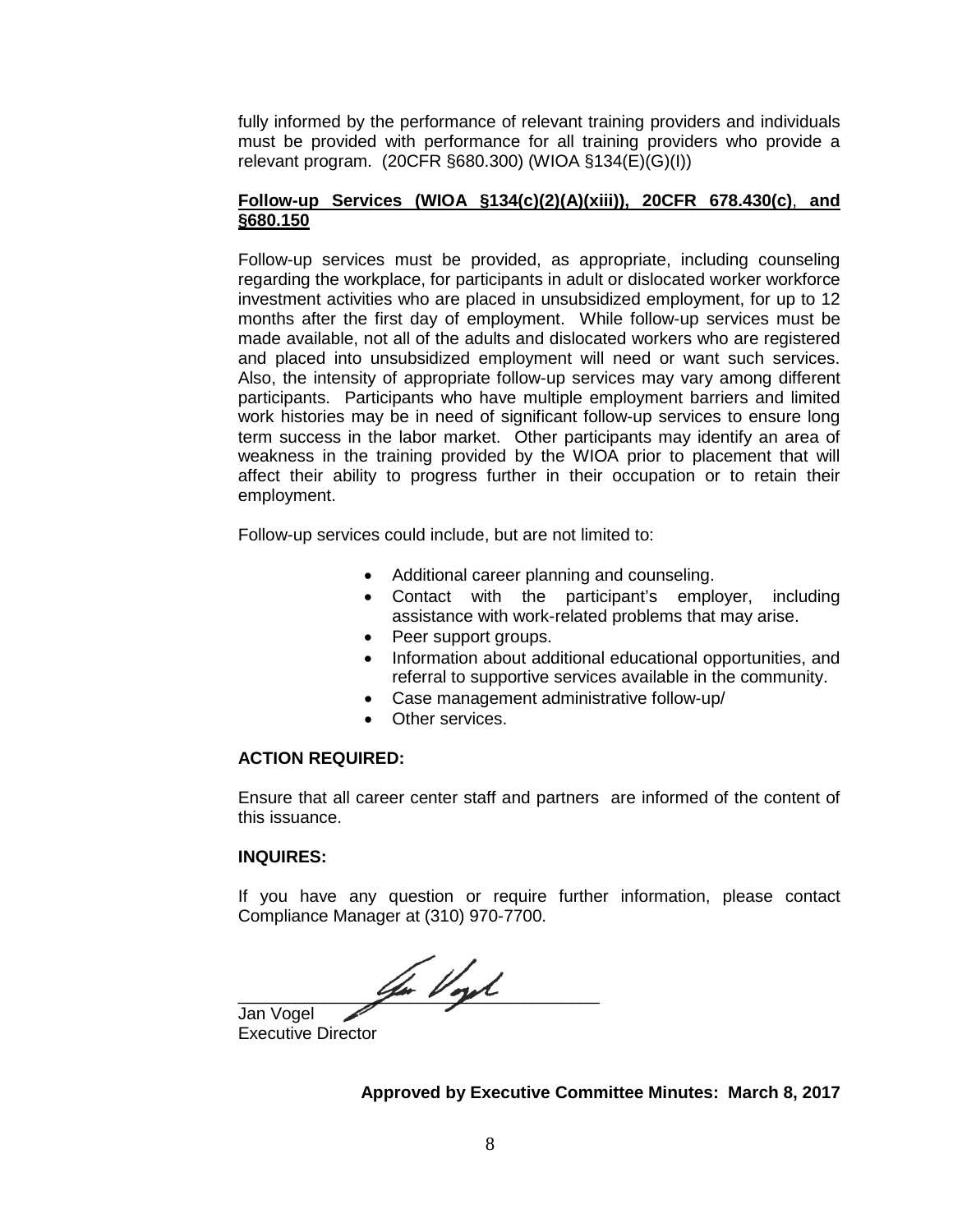fully informed by the performance of relevant training providers and individuals must be provided with performance for all training providers who provide a relevant program. (20CFR §680.300) (WIOA §134(E)(G)(I))

**Follow-up Services (WIOA §134(c)(2)(A)(xiii)), 20CFR 678.430(c), and §680.150**

Follow-up services must be provided, as appropriate, including counseling regarding the workplace, for participants in adult or dislocated worker workforce investment activities who are placed in unsubsidized employment, for up to 12 months after the first day of employment. While follow-up services must be made available, not all of the adults and dislocated workers who are registered and placed into unsubsidized employment will need or want such services. Also, the intensity of appropriate follow-up services may vary among different participants. Participants who have multiple employment barriers and limited work histories may be in need of significant follow-up services to ensure long term success in the labor market. Other participants may identify an area of weakness in the training provided by the WIOA prior to placement that will affect their ability to progress further in their occupation or to retain their employment.

Follow-up services could include, but are not limited to:

- Additional career planning and counseling.
- Contact with the participant's employer, including assistance with work-related problems that may arise.
- Peer support groups.
- Information about additional educational opportunities, and referral to supportive services available in the community.
- Case management administrative follow-up/
- Other services.

**ACTION REQUIRED:**

Ensure that all career center staff and partners are informed of the content of this issuance.

**INQUIRES:**

If you have any question or require further information, please contact Compliance Manager at (310) 970-7700.

Jan Vogel
Executive Director

**Approved by Executive Committee Minutes: March 8, 2017**